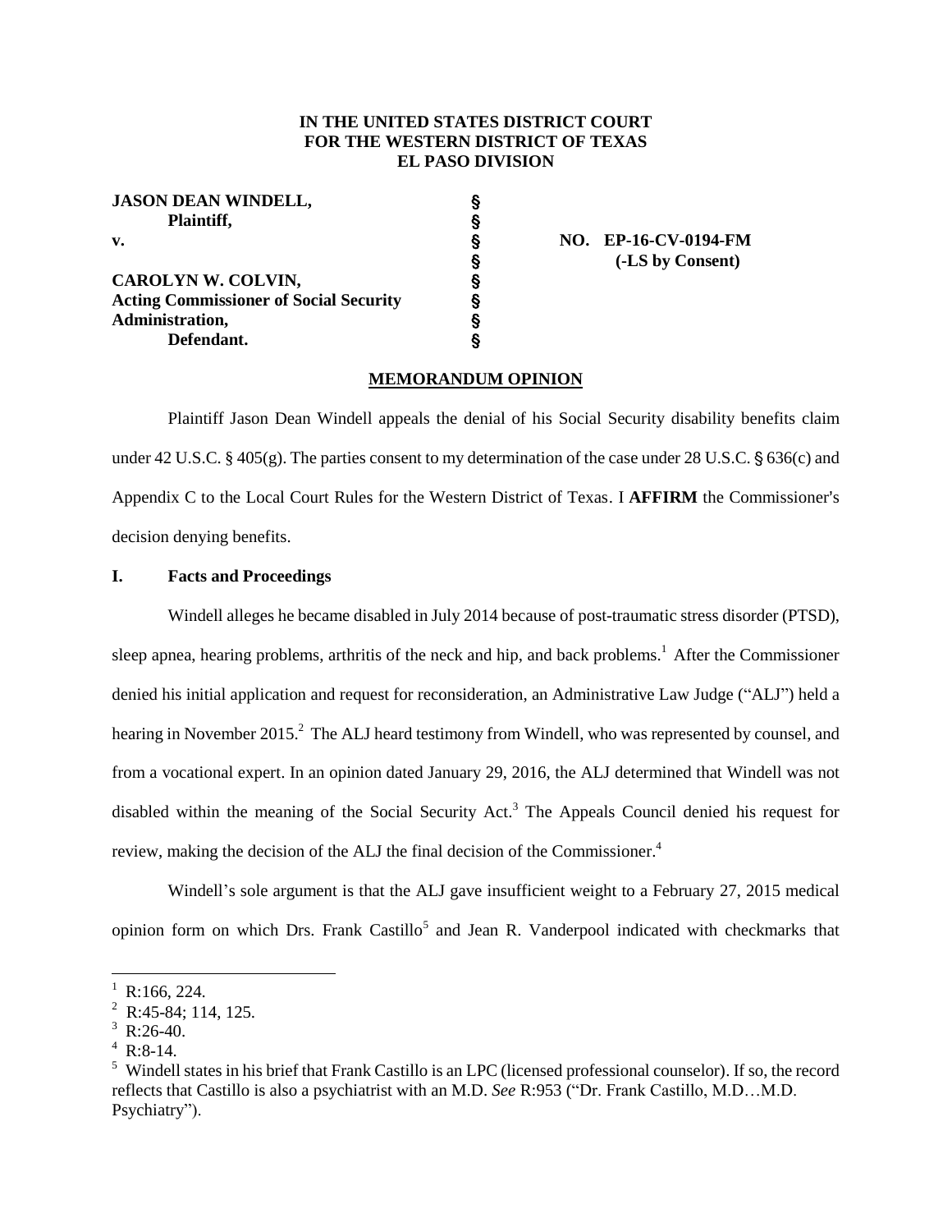**IN THE UNITED STATES DISTRICT COURT**
**FOR THE WESTERN DISTRICT OF TEXAS**
**EL PASO DIVISION**

| | | |
|---|---|---|
| **JASON DEAN WINDELL,** | § | |
| **Plaintiff,** | § | |
| **v.** | § | **NO. EP-16-CV-0194-FM** |
| | § | **(-LS by Consent)** |
| **CAROLYN W. COLVIN,** | § | |
| **Acting Commissioner of Social Security** | § | |
| **Administration,** | § | |
| **Defendant.** | § | |

**MEMORANDUM OPINION**

Plaintiff Jason Dean Windell appeals the denial of his Social Security disability benefits claim under 42 U.S.C. § 405(g). The parties consent to my determination of the case under 28 U.S.C. § 636(c) and Appendix C to the Local Court Rules for the Western District of Texas. I **AFFIRM** the Commissioner's decision denying benefits.

## I. Facts and Proceedings

Windell alleges he became disabled in July 2014 because of post-traumatic stress disorder (PTSD), sleep apnea, hearing problems, arthritis of the neck and hip, and back problems.[1] After the Commissioner denied his initial application and request for reconsideration, an Administrative Law Judge ("ALJ") held a hearing in November 2015.[2] The ALJ heard testimony from Windell, who was represented by counsel, and from a vocational expert. In an opinion dated January 29, 2016, the ALJ determined that Windell was not disabled within the meaning of the Social Security Act.[3] The Appeals Council denied his request for review, making the decision of the ALJ the final decision of the Commissioner.[4]

Windell's sole argument is that the ALJ gave insufficient weight to a February 27, 2015 medical opinion form on which Drs. Frank Castillo[5] and Jean R. Vanderpool indicated with checkmarks that

---

[1] R:166, 224.

[2] R:45-84; 114, 125.

[3] R:26-40.

[4] R:8-14.

[5] Windell states in his brief that Frank Castillo is an LPC (licensed professional counselor). If so, the record reflects that Castillo is also a psychiatrist with an M.D. *See* R:953 ("Dr. Frank Castillo, M.D…M.D. Psychiatry").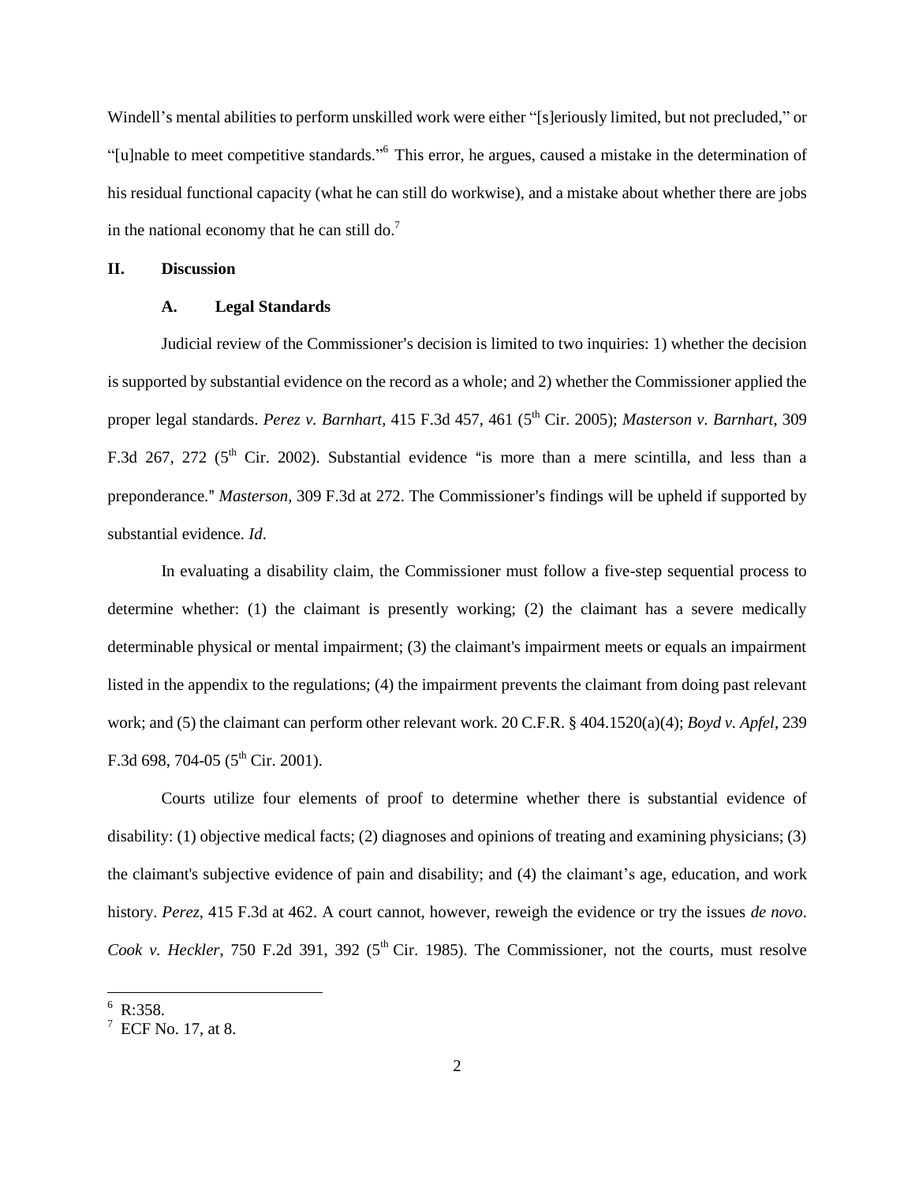Windell's mental abilities to perform unskilled work were either "[s]eriously limited, but not precluded," or "[u]nable to meet competitive standards."[6] This error, he argues, caused a mistake in the determination of his residual functional capacity (what he can still do workwise), and a mistake about whether there are jobs in the national economy that he can still do.[7]

## II. Discussion

### A. Legal Standards

Judicial review of the Commissioner's decision is limited to two inquiries: 1) whether the decision is supported by substantial evidence on the record as a whole; and 2) whether the Commissioner applied the proper legal standards. *Perez v. Barnhart*, 415 F.3d 457, 461 (5th Cir. 2005); *Masterson v. Barnhart*, 309 F.3d 267, 272 (5th Cir. 2002). Substantial evidence "is more than a mere scintilla, and less than a preponderance." *Masterson*, 309 F.3d at 272. The Commissioner's findings will be upheld if supported by substantial evidence. *Id*.

In evaluating a disability claim, the Commissioner must follow a five-step sequential process to determine whether: (1) the claimant is presently working; (2) the claimant has a severe medically determinable physical or mental impairment; (3) the claimant's impairment meets or equals an impairment listed in the appendix to the regulations; (4) the impairment prevents the claimant from doing past relevant work; and (5) the claimant can perform other relevant work. 20 C.F.R. § 404.1520(a)(4); *Boyd v. Apfel*, 239 F.3d 698, 704-05 (5th Cir. 2001).

Courts utilize four elements of proof to determine whether there is substantial evidence of disability: (1) objective medical facts; (2) diagnoses and opinions of treating and examining physicians; (3) the claimant's subjective evidence of pain and disability; and (4) the claimant's age, education, and work history. *Perez*, 415 F.3d at 462. A court cannot, however, reweigh the evidence or try the issues *de novo*. *Cook v. Heckler*, 750 F.2d 391, 392 (5th Cir. 1985). The Commissioner, not the courts, must resolve

---

[6] R:358.

[7] ECF No. 17, at 8.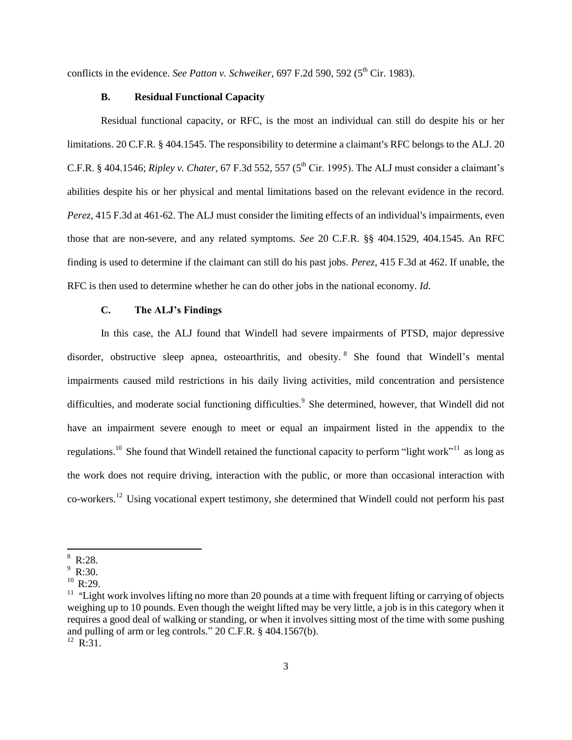conflicts in the evidence. *See Patton v. Schweiker*, 697 F.2d 590, 592 (5th Cir. 1983).

### B. Residual Functional Capacity

Residual functional capacity, or RFC, is the most an individual can still do despite his or her limitations. 20 C.F.R. § 404.1545. The responsibility to determine a claimant's RFC belongs to the ALJ. 20 C.F.R. § 404.1546; *Ripley v. Chater*, 67 F.3d 552, 557 (5th Cir. 1995). The ALJ must consider a claimant's abilities despite his or her physical and mental limitations based on the relevant evidence in the record. *Perez*, 415 F.3d at 461-62. The ALJ must consider the limiting effects of an individual's impairments, even those that are non-severe, and any related symptoms. *See* 20 C.F.R. §§ 404.1529, 404.1545. An RFC finding is used to determine if the claimant can still do his past jobs. *Perez*, 415 F.3d at 462. If unable, the RFC is then used to determine whether he can do other jobs in the national economy. *Id*.

### C. The ALJ's Findings

In this case, the ALJ found that Windell had severe impairments of PTSD, major depressive disorder, obstructive sleep apnea, osteoarthritis, and obesity.[8] She found that Windell's mental impairments caused mild restrictions in his daily living activities, mild concentration and persistence difficulties, and moderate social functioning difficulties.[9] She determined, however, that Windell did not have an impairment severe enough to meet or equal an impairment listed in the appendix to the regulations.[10] She found that Windell retained the functional capacity to perform "light work"[11] as long as the work does not require driving, interaction with the public, or more than occasional interaction with co-workers.[12] Using vocational expert testimony, she determined that Windell could not perform his past

---

[8] R:28.

[9] R:30.

[10] R:29.

[11] "Light work involves lifting no more than 20 pounds at a time with frequent lifting or carrying of objects weighing up to 10 pounds. Even though the weight lifted may be very little, a job is in this category when it requires a good deal of walking or standing, or when it involves sitting most of the time with some pushing and pulling of arm or leg controls." 20 C.F.R. § 404.1567(b).

[12] R:31.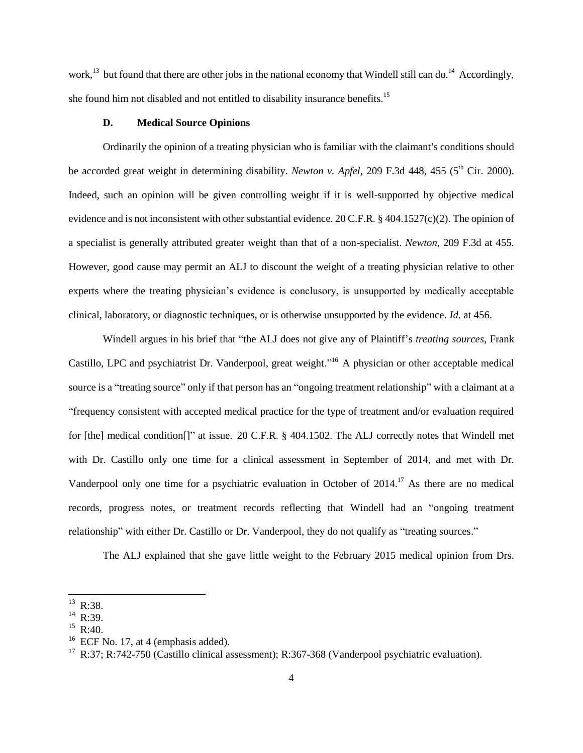work,[13] but found that there are other jobs in the national economy that Windell still can do.[14] Accordingly, she found him not disabled and not entitled to disability insurance benefits.[15]

### D. Medical Source Opinions

Ordinarily the opinion of a treating physician who is familiar with the claimant's conditions should be accorded great weight in determining disability. *Newton v. Apfel*, 209 F.3d 448, 455 (5th Cir. 2000). Indeed, such an opinion will be given controlling weight if it is well-supported by objective medical evidence and is not inconsistent with other substantial evidence. 20 C.F.R. § 404.1527(c)(2). The opinion of a specialist is generally attributed greater weight than that of a non-specialist. *Newton*, 209 F.3d at 455. However, good cause may permit an ALJ to discount the weight of a treating physician relative to other experts where the treating physician's evidence is conclusory, is unsupported by medically acceptable clinical, laboratory, or diagnostic techniques, or is otherwise unsupported by the evidence. *Id*. at 456.

Windell argues in his brief that "the ALJ does not give any of Plaintiff's *treating sources*, Frank Castillo, LPC and psychiatrist Dr. Vanderpool, great weight."[16] A physician or other acceptable medical source is a "treating source" only if that person has an "ongoing treatment relationship" with a claimant at a "frequency consistent with accepted medical practice for the type of treatment and/or evaluation required for [the] medical condition[]" at issue. 20 C.F.R. § 404.1502. The ALJ correctly notes that Windell met with Dr. Castillo only one time for a clinical assessment in September of 2014, and met with Dr. Vanderpool only one time for a psychiatric evaluation in October of 2014.[17] As there are no medical records, progress notes, or treatment records reflecting that Windell had an "ongoing treatment relationship" with either Dr. Castillo or Dr. Vanderpool, they do not qualify as "treating sources."

The ALJ explained that she gave little weight to the February 2015 medical opinion from Drs.

---

[13] R:38.

[14] R:39.

[15] R:40.

[16] ECF No. 17, at 4 (emphasis added).

[17] R:37; R:742-750 (Castillo clinical assessment); R:367-368 (Vanderpool psychiatric evaluation).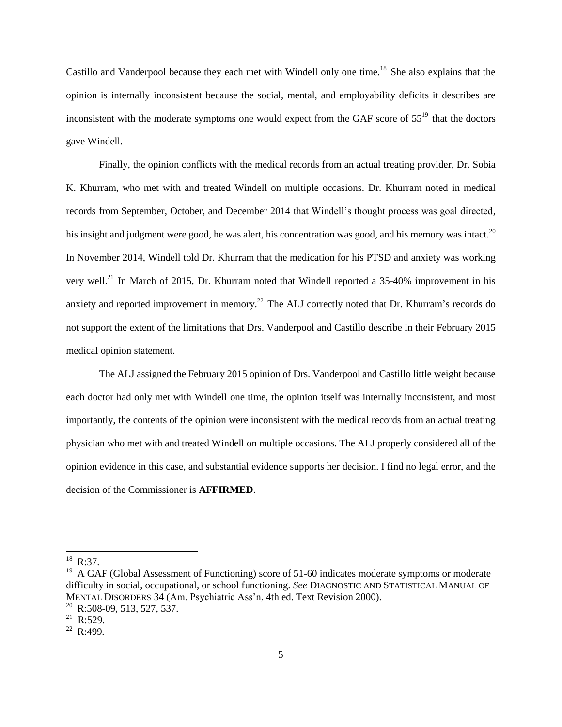Castillo and Vanderpool because they each met with Windell only one time.[18] She also explains that the opinion is internally inconsistent because the social, mental, and employability deficits it describes are inconsistent with the moderate symptoms one would expect from the GAF score of 55[19] that the doctors gave Windell.

Finally, the opinion conflicts with the medical records from an actual treating provider, Dr. Sobia K. Khurram, who met with and treated Windell on multiple occasions. Dr. Khurram noted in medical records from September, October, and December 2014 that Windell's thought process was goal directed, his insight and judgment were good, he was alert, his concentration was good, and his memory was intact.[20] In November 2014, Windell told Dr. Khurram that the medication for his PTSD and anxiety was working very well.[21] In March of 2015, Dr. Khurram noted that Windell reported a 35-40% improvement in his anxiety and reported improvement in memory.[22] The ALJ correctly noted that Dr. Khurram's records do not support the extent of the limitations that Drs. Vanderpool and Castillo describe in their February 2015 medical opinion statement.

The ALJ assigned the February 2015 opinion of Drs. Vanderpool and Castillo little weight because each doctor had only met with Windell one time, the opinion itself was internally inconsistent, and most importantly, the contents of the opinion were inconsistent with the medical records from an actual treating physician who met with and treated Windell on multiple occasions. The ALJ properly considered all of the opinion evidence in this case, and substantial evidence supports her decision. I find no legal error, and the decision of the Commissioner is **AFFIRMED**.

---

[18] R:37.

[19] A GAF (Global Assessment of Functioning) score of 51-60 indicates moderate symptoms or moderate difficulty in social, occupational, or school functioning. *See* DIAGNOSTIC AND STATISTICAL MANUAL OF MENTAL DISORDERS 34 (Am. Psychiatric Ass'n, 4th ed. Text Revision 2000).

[20] R:508-09, 513, 527, 537.

[21] R:529.

[22] R:499.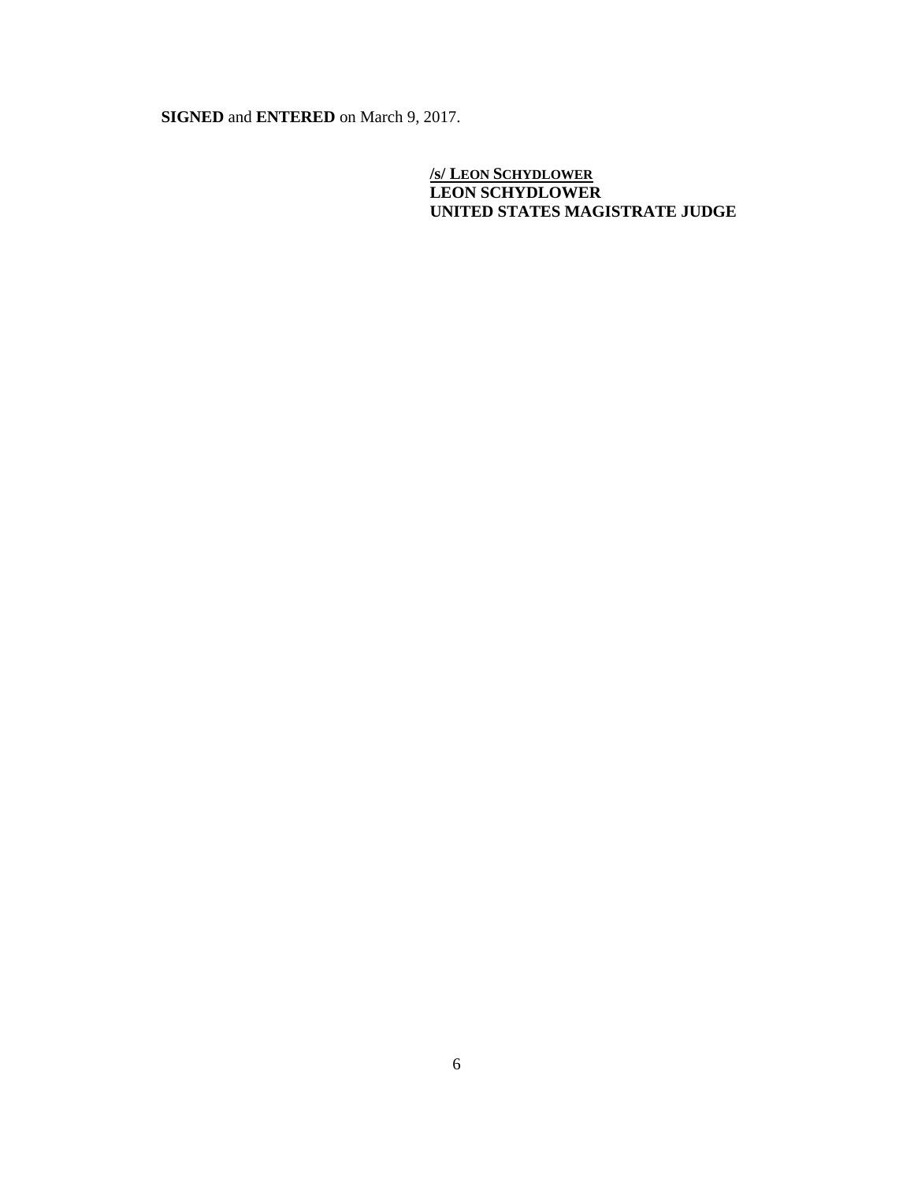**SIGNED** and **ENTERED** on March 9, 2017.

**/s/ LEON SCHYDLOWER**
**LEON SCHYDLOWER**
**UNITED STATES MAGISTRATE JUDGE**